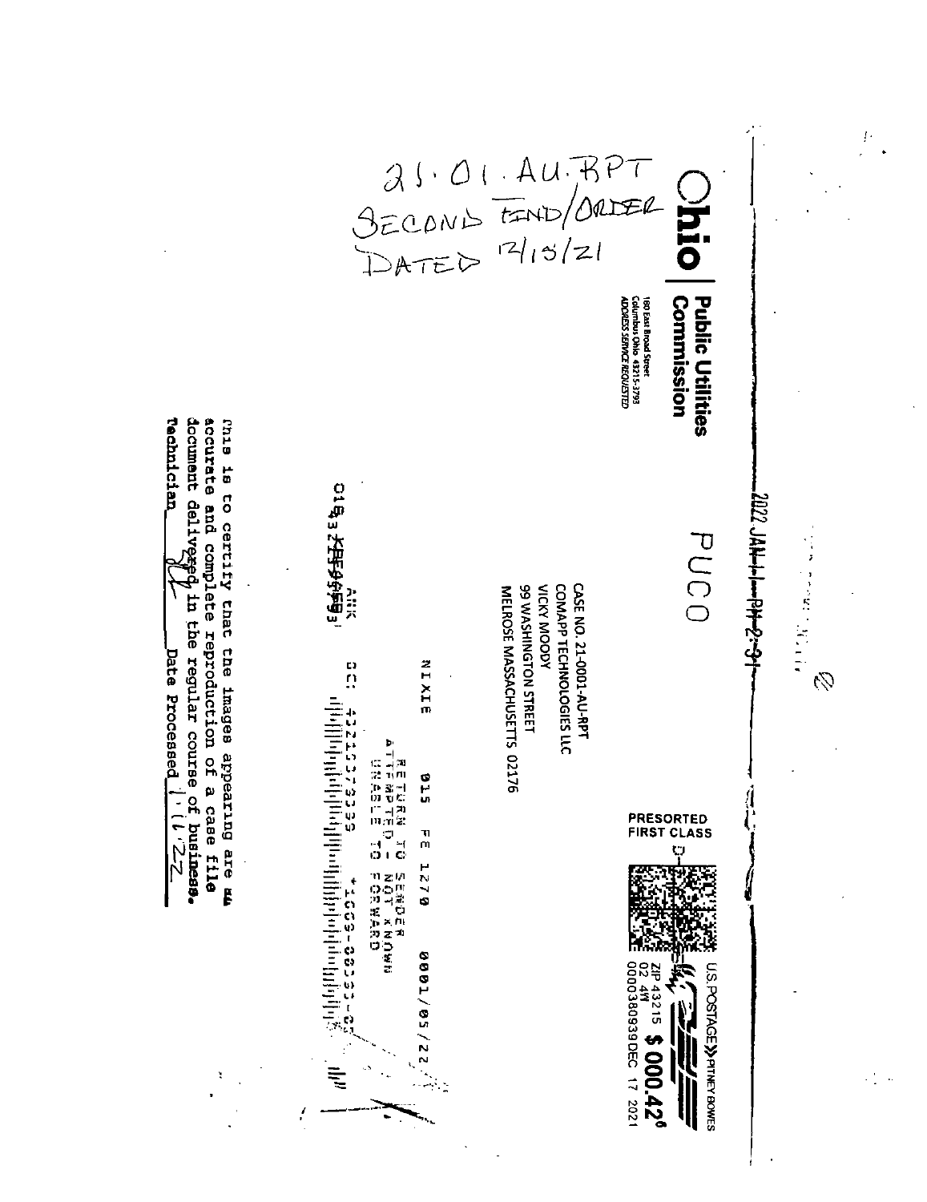21-01-AU-RPT
SECOND FIND/ORDER
DATED 12/15/21

**Ohio | Public Utilities Commission**

180 East Broad Street
Columbus Ohio 43215-3793
ADDRESS SERVICE REQUESTED

2022 JAN 11 PM 2:31

PUCO

PRESORTED FIRST CLASS

US POSTAGE PITNEY BOWES
ZIP 43215 $ 000.42
02 4W
0000380939 DEC 17 2021

CASE NO. 21-0001-AU-RPT
COMAPP TECHNOLOGIES LLC
VICKY MOODY
99 WASHINGTON STREET
MELROSE MASSACHUSETTS 02176

NIXIE 915 FE 1270 0001/05/22

RETURN TO SENDER
ATTEMPTED - NOT KNOWN
UNABLE TO FORWARD

BC: 43215379399 *1009-00231-05

This is to certify that the images appearing are an accurate and complete reproduction of a case file document delivered in the regular course of business.
Technician ______ Date Processed 1-11-22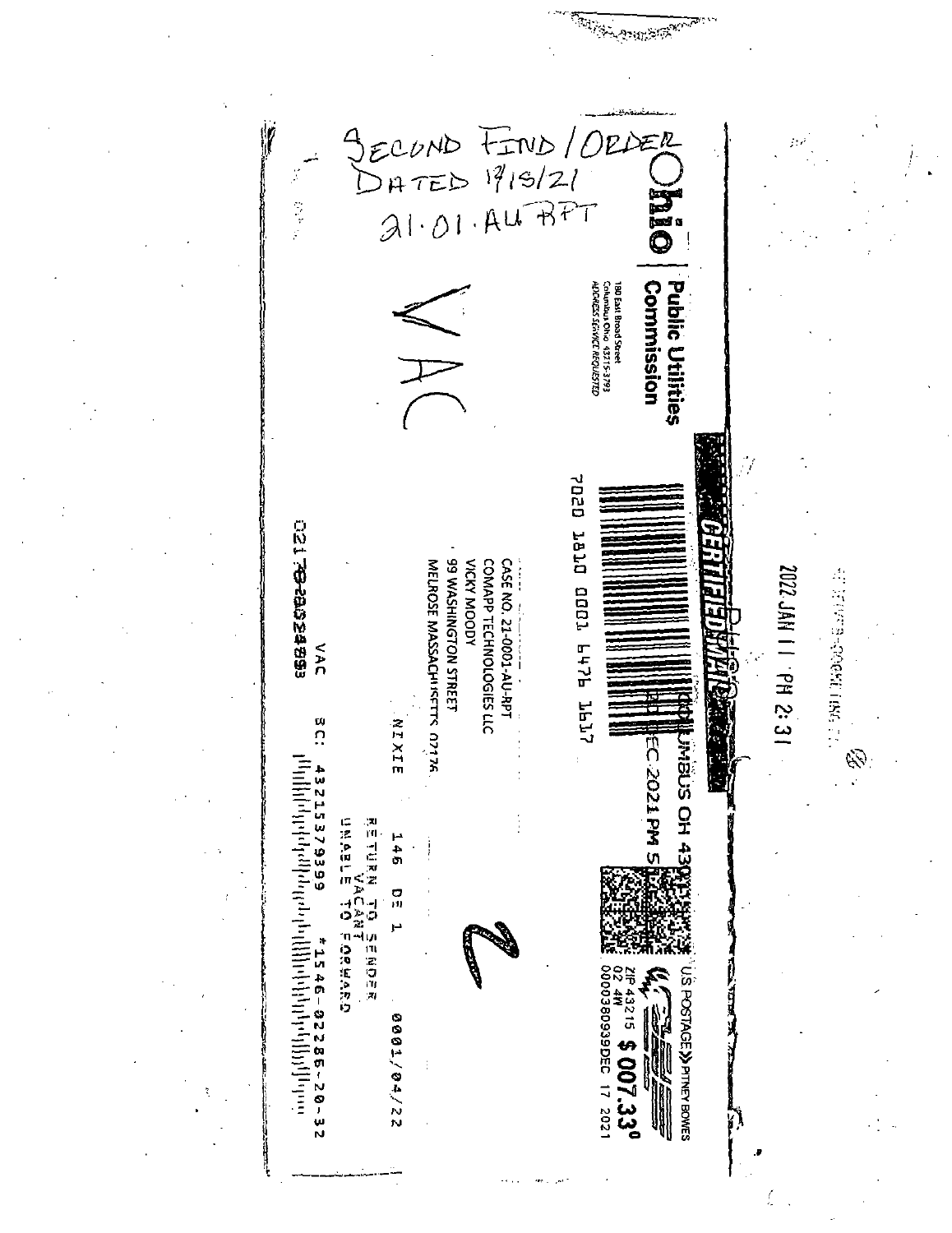SECOND FIND/ORDER
DATED 12/15/21
21-01-AU-RPT

VAC

**Public Utilities Commission**

180 East Broad Street
Columbus Ohio 43215-3793
ADDRESS SERVICE REQUESTED

CERTIFIED MAIL

7020 1810 0001 6476 1617

CASE NO. 21-0001-AU-RPT
COMAPP TECHNOLOGIES LLC
VICKY MOODY
99 WASHINGTON STREET
MELROSE MASSACHUSETTS 0217

COLUMBUS OH 430
DEC 2021 PM 5

US POSTAGE PITNEY BOWES
ZIP 43215 $ 007.33
02 4W
0000380939DEC 17 2021

2022 JAN 11 PM 2:31

NIXIE 146 DE 1 0001/04/22

RETURN TO SENDER
VACANT
UNABLE TO FORWARD

VAC

BC: 43215379399 *1546-02286-20-32

02176-2032493

2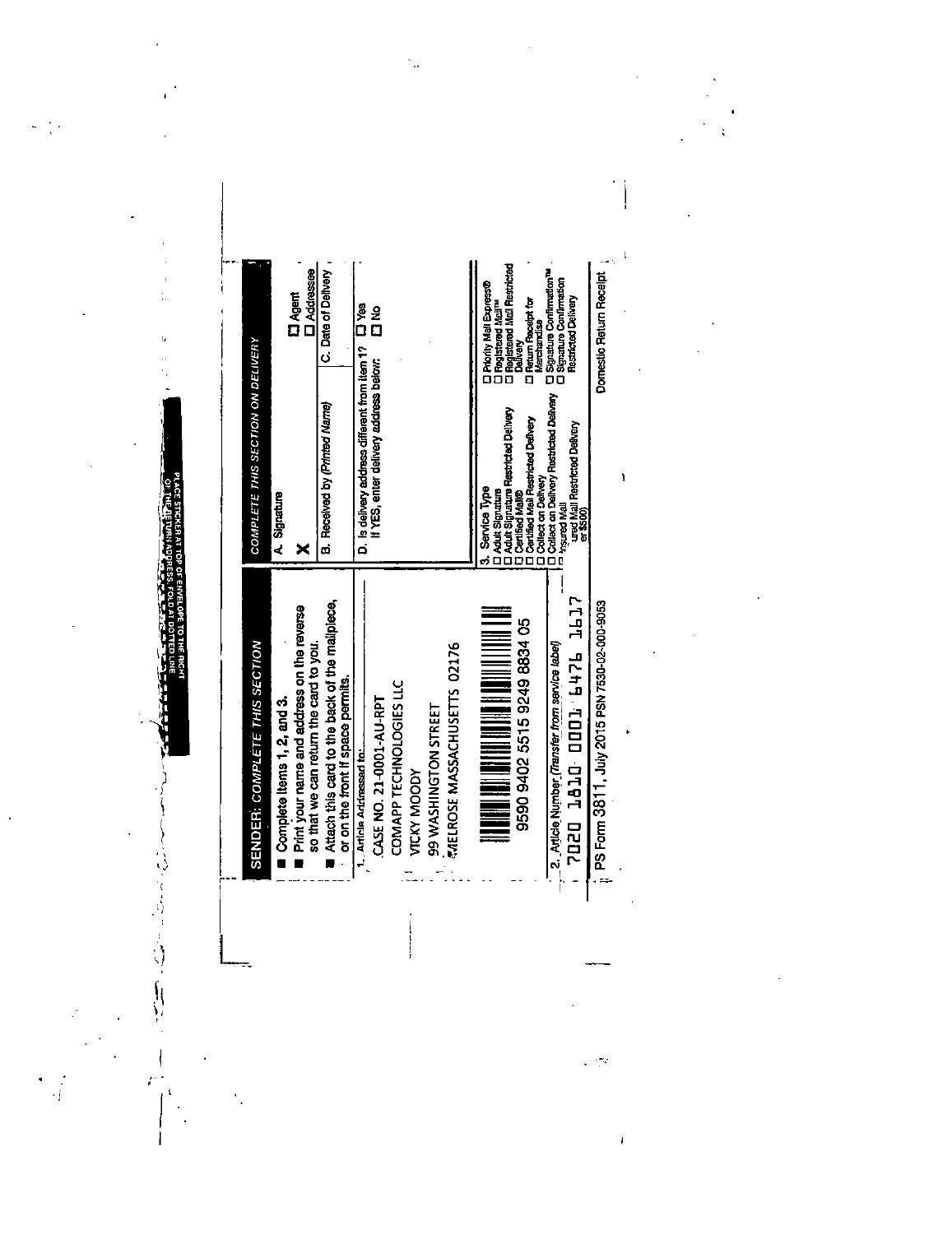PLACE STICKER AT TOP OF ENVELOPE TO THE RIGHT OF THE RETURN ADDRESS, FOLD AT DOTTED LINE

## SENDER: COMPLETE THIS SECTION

- Complete items 1, 2, and 3.
- Print your name and address on the reverse so that we can return the card to you.
- Attach this card to the back of the mailpiece, or on the front if space permits.

1. Article Addressed to:

CASE NO. 21-0001-AU-RPT
COMAPP TECHNOLOGIES LLC
VICKY MOODY
99 WASHINGTON STREET
MELROSE MASSACHUSETTS 02176

9590 9402 5515 9249 8834 05

2. Article Number (Transfer from service label)

7020 1810 0001 6476 1617

## COMPLETE THIS SECTION ON DELIVERY

A. Signature

X

☐ Agent
☐ Addressee

B. Received by (Printed Name)

C. Date of Delivery

D. Is delivery address different from item 1? ☐ Yes
If YES, enter delivery address below: ☐ No

3. Service Type

- ☐ Adult Signature
- ☐ Adult Signature Restricted Delivery
- ☐ Certified Mail®
- ☐ Certified Mail Restricted Delivery
- ☐ Collect on Delivery
- ☐ Collect on Delivery Restricted Delivery
- ☐ Insured Mail
- ☐ Insured Mail Restricted Delivery (over $500)
- ☐ Priority Mail Express®
- ☐ Registered Mail™
- ☐ Registered Mail Restricted Delivery
- ☐ Return Receipt for Merchandise
- ☐ Signature Confirmation™
- ☐ Signature Confirmation Restricted Delivery

PS Form 3811, July 2015 PSN 7530-02-000-9053

Domestic Return Receipt